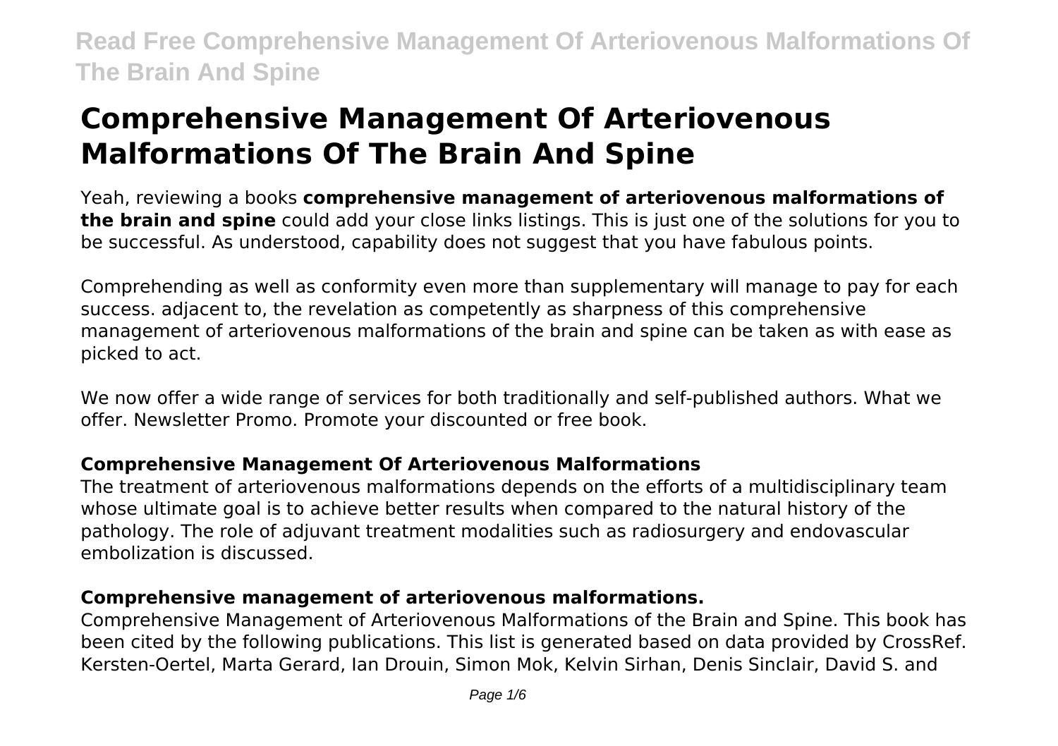# Comprehensive Management Of Arteriovenous Malformations Of The Brain And Spine

Yeah, reviewing a books **comprehensive management of arteriovenous malformations of the brain and spine** could add your close links listings. This is just one of the solutions for you to be successful. As understood, capability does not suggest that you have fabulous points.

Comprehending as well as conformity even more than supplementary will manage to pay for each success. adjacent to, the revelation as competently as sharpness of this comprehensive management of arteriovenous malformations of the brain and spine can be taken as with ease as picked to act.

We now offer a wide range of services for both traditionally and self-published authors. What we offer. Newsletter Promo. Promote your discounted or free book.

### Comprehensive Management Of Arteriovenous Malformations

The treatment of arteriovenous malformations depends on the efforts of a multidisciplinary team whose ultimate goal is to achieve better results when compared to the natural history of the pathology. The role of adjuvant treatment modalities such as radiosurgery and endovascular embolization is discussed.

### Comprehensive management of arteriovenous malformations.

Comprehensive Management of Arteriovenous Malformations of the Brain and Spine. This book has been cited by the following publications. This list is generated based on data provided by CrossRef. Kersten-Oertel, Marta Gerard, Ian Drouin, Simon Mok, Kelvin Sirhan, Denis Sinclair, David S. and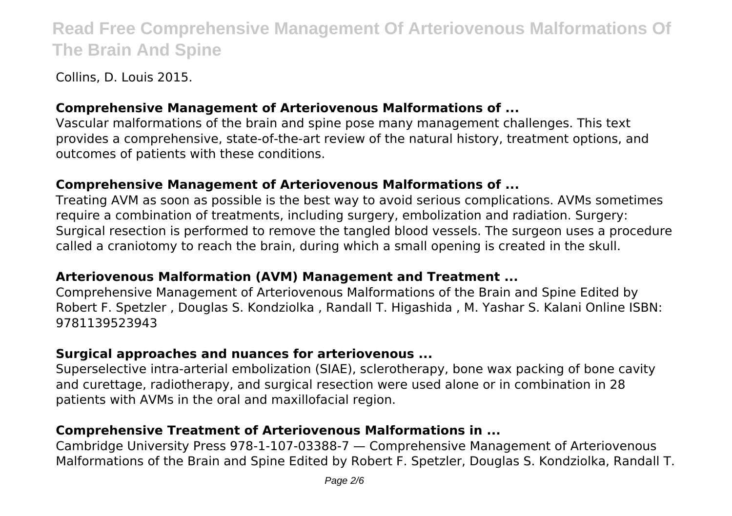Collins, D. Louis 2015.

### Comprehensive Management of Arteriovenous Malformations of ...

Vascular malformations of the brain and spine pose many management challenges. This text provides a comprehensive, state-of-the-art review of the natural history, treatment options, and outcomes of patients with these conditions.

### Comprehensive Management of Arteriovenous Malformations of ...

Treating AVM as soon as possible is the best way to avoid serious complications. AVMs sometimes require a combination of treatments, including surgery, embolization and radiation. Surgery: Surgical resection is performed to remove the tangled blood vessels. The surgeon uses a procedure called a craniotomy to reach the brain, during which a small opening is created in the skull.

### Arteriovenous Malformation (AVM) Management and Treatment ...

Comprehensive Management of Arteriovenous Malformations of the Brain and Spine Edited by Robert F. Spetzler , Douglas S. Kondziolka , Randall T. Higashida , M. Yashar S. Kalani Online ISBN: 9781139523943

### Surgical approaches and nuances for arteriovenous ...

Superselective intra-arterial embolization (SIAE), sclerotherapy, bone wax packing of bone cavity and curettage, radiotherapy, and surgical resection were used alone or in combination in 28 patients with AVMs in the oral and maxillofacial region.

### Comprehensive Treatment of Arteriovenous Malformations in ...

Cambridge University Press 978-1-107-03388-7 — Comprehensive Management of Arteriovenous Malformations of the Brain and Spine Edited by Robert F. Spetzler, Douglas S. Kondziolka, Randall T.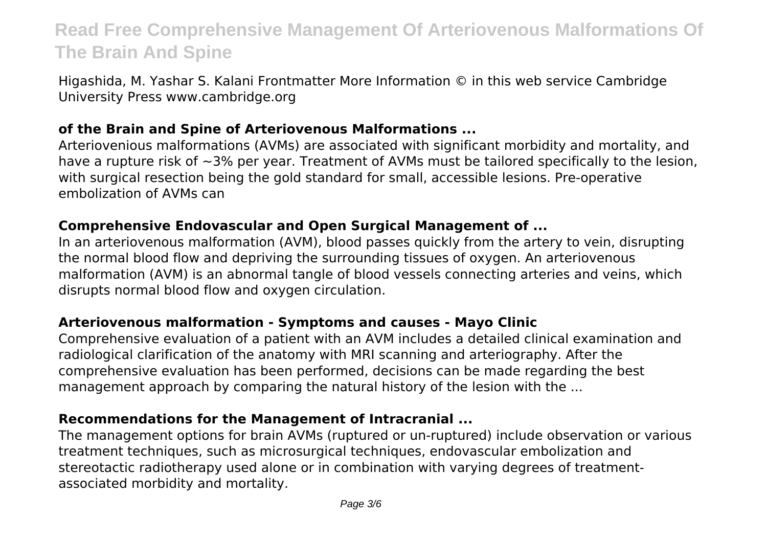Higashida, M. Yashar S. Kalani Frontmatter More Information © in this web service Cambridge University Press www.cambridge.org

### of the Brain and Spine of Arteriovenous Malformations ...

Arteriovenious malformations (AVMs) are associated with significant morbidity and mortality, and have a rupture risk of ~3% per year. Treatment of AVMs must be tailored specifically to the lesion, with surgical resection being the gold standard for small, accessible lesions. Pre-operative embolization of AVMs can

### Comprehensive Endovascular and Open Surgical Management of ...

In an arteriovenous malformation (AVM), blood passes quickly from the artery to vein, disrupting the normal blood flow and depriving the surrounding tissues of oxygen. An arteriovenous malformation (AVM) is an abnormal tangle of blood vessels connecting arteries and veins, which disrupts normal blood flow and oxygen circulation.

### Arteriovenous malformation - Symptoms and causes - Mayo Clinic

Comprehensive evaluation of a patient with an AVM includes a detailed clinical examination and radiological clarification of the anatomy with MRI scanning and arteriography. After the comprehensive evaluation has been performed, decisions can be made regarding the best management approach by comparing the natural history of the lesion with the ...

### Recommendations for the Management of Intracranial ...

The management options for brain AVMs (ruptured or un-ruptured) include observation or various treatment techniques, such as microsurgical techniques, endovascular embolization and stereotactic radiotherapy used alone or in combination with varying degrees of treatment-associated morbidity and mortality.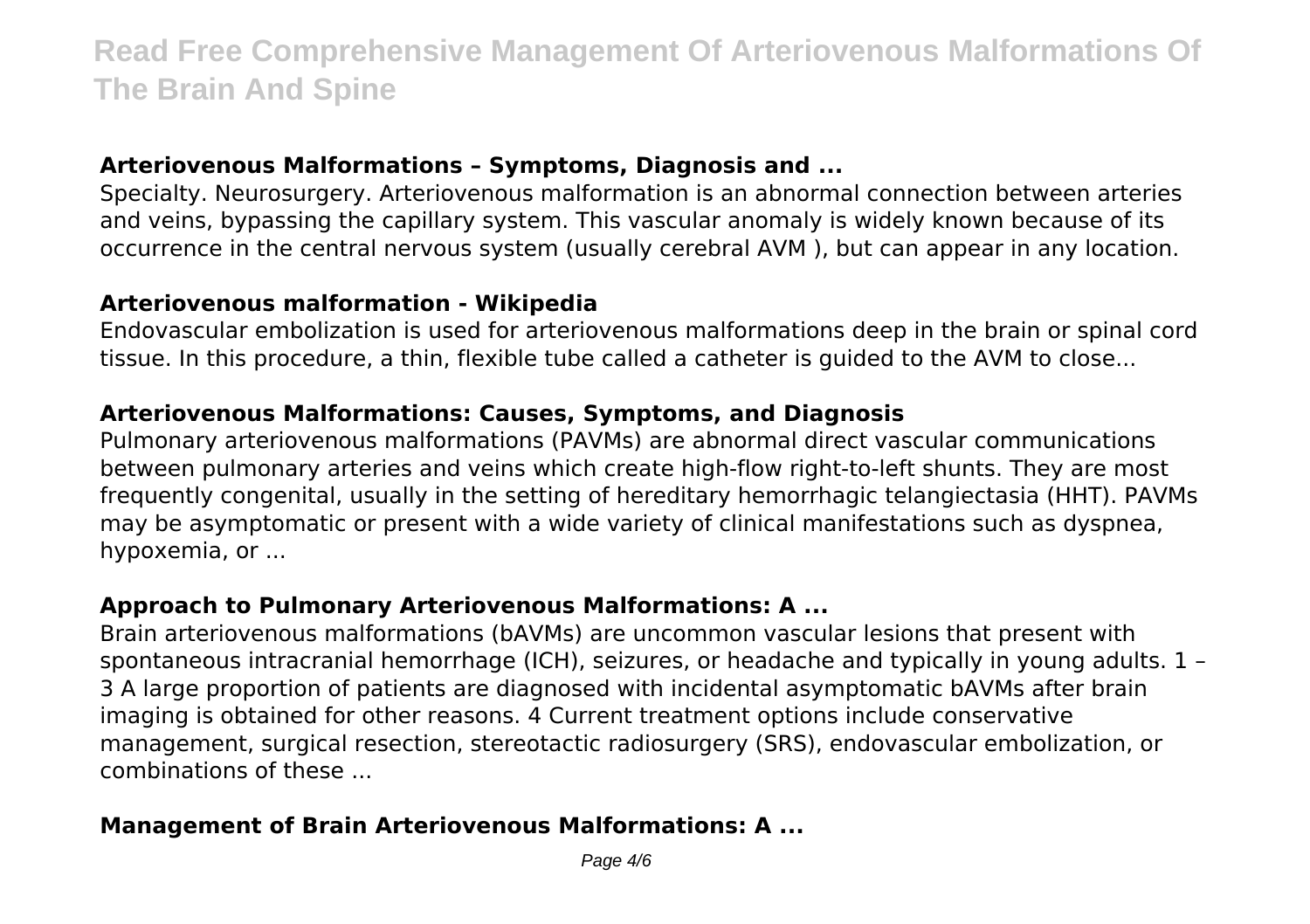### Arteriovenous Malformations – Symptoms, Diagnosis and ...

Specialty. Neurosurgery. Arteriovenous malformation is an abnormal connection between arteries and veins, bypassing the capillary system. This vascular anomaly is widely known because of its occurrence in the central nervous system (usually cerebral AVM ), but can appear in any location.

### Arteriovenous malformation - Wikipedia

Endovascular embolization is used for arteriovenous malformations deep in the brain or spinal cord tissue. In this procedure, a thin, flexible tube called a catheter is guided to the AVM to close...

### Arteriovenous Malformations: Causes, Symptoms, and Diagnosis

Pulmonary arteriovenous malformations (PAVMs) are abnormal direct vascular communications between pulmonary arteries and veins which create high-flow right-to-left shunts. They are most frequently congenital, usually in the setting of hereditary hemorrhagic telangiectasia (HHT). PAVMs may be asymptomatic or present with a wide variety of clinical manifestations such as dyspnea, hypoxemia, or ...

### Approach to Pulmonary Arteriovenous Malformations: A ...

Brain arteriovenous malformations (bAVMs) are uncommon vascular lesions that present with spontaneous intracranial hemorrhage (ICH), seizures, or headache and typically in young adults. 1 – 3 A large proportion of patients are diagnosed with incidental asymptomatic bAVMs after brain imaging is obtained for other reasons. 4 Current treatment options include conservative management, surgical resection, stereotactic radiosurgery (SRS), endovascular embolization, or combinations of these ...

### Management of Brain Arteriovenous Malformations: A ...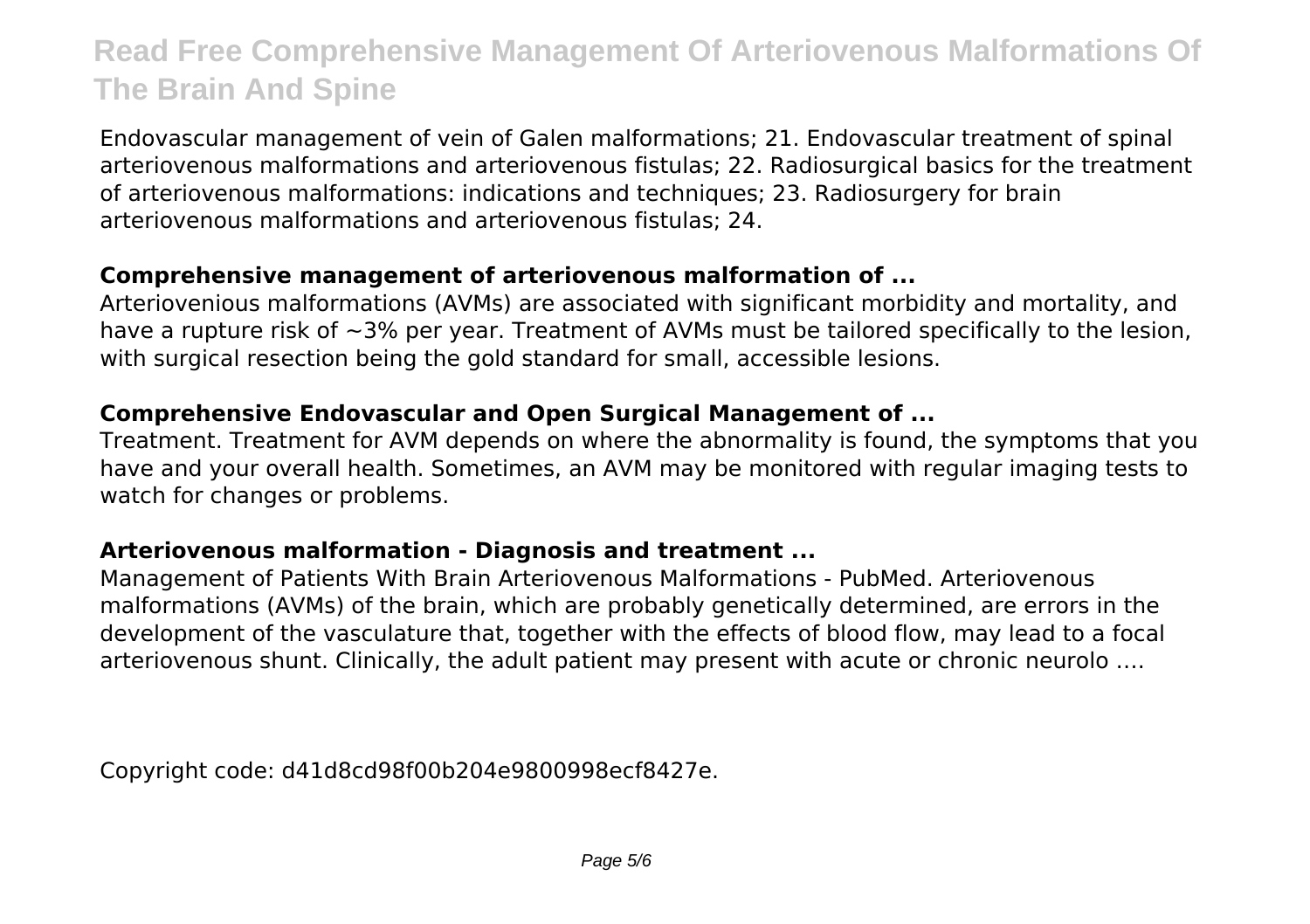Endovascular management of vein of Galen malformations; 21. Endovascular treatment of spinal arteriovenous malformations and arteriovenous fistulas; 22. Radiosurgical basics for the treatment of arteriovenous malformations: indications and techniques; 23. Radiosurgery for brain arteriovenous malformations and arteriovenous fistulas; 24.

**Comprehensive management of arteriovenous malformation of ...**

Arteriovenious malformations (AVMs) are associated with significant morbidity and mortality, and have a rupture risk of ~3% per year. Treatment of AVMs must be tailored specifically to the lesion, with surgical resection being the gold standard for small, accessible lesions.

**Comprehensive Endovascular and Open Surgical Management of ...**

Treatment. Treatment for AVM depends on where the abnormality is found, the symptoms that you have and your overall health. Sometimes, an AVM may be monitored with regular imaging tests to watch for changes or problems.

**Arteriovenous malformation - Diagnosis and treatment ...**

Management of Patients With Brain Arteriovenous Malformations - PubMed. Arteriovenous malformations (AVMs) of the brain, which are probably genetically determined, are errors in the development of the vasculature that, together with the effects of blood flow, may lead to a focal arteriovenous shunt. Clinically, the adult patient may present with acute or chronic neurolo ….

Copyright code: d41d8cd98f00b204e9800998ecf8427e.